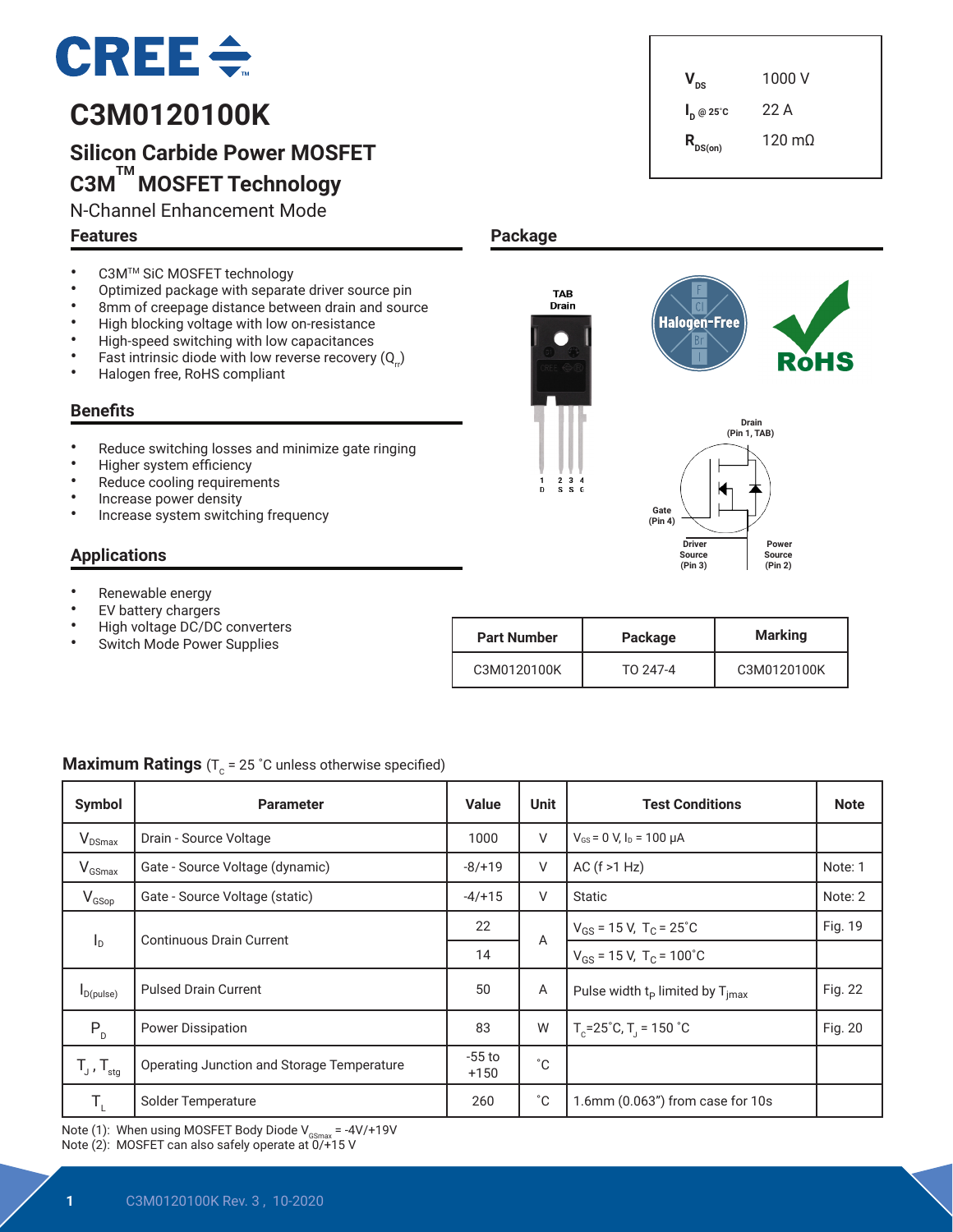# C3M0120100K

## Silicon Carbide Power MOSFET
## C3M[TM] MOSFET Technology

N-Channel Enhancement Mode

| | |
|---|---|
| $V_{DS}$ | 1000 V |
| $I_D$ @ 25˚C | 22 A |
| $R_{DS(on)}$ | 120 mΩ |

## Features

- C3M[TM] SiC MOSFET technology
- Optimized package with separate driver source pin
- 8mm of creepage distance between drain and source
- High blocking voltage with low on-resistance
- High-speed switching with low capacitances
- Fast intrinsic diode with low reverse recovery ($Q_{rr}$)
- Halogen free, RoHS compliant

## Benefits

- Reduce switching losses and minimize gate ringing
- Higher system efficiency
- Reduce cooling requirements
- Increase power density
- Increase system switching frequency

## Applications

- Renewable energy
- EV battery chargers
- High voltage DC/DC converters
- Switch Mode Power Supplies

## Package

TAB Drain

1 D, 2 S, 3 S, 4 G

Drain (Pin 1, TAB)
Gate (Pin 4)
Driver Source (Pin 3)
Power Source (Pin 2)

| Part Number | Package | Marking |
|---|---|---|
| C3M0120100K | TO 247-4 | C3M0120100K |

## Maximum Ratings ($T_C$ = 25 ˚C unless otherwise specified)

| Symbol | Parameter | Value | Unit | Test Conditions | Note |
|---|---|---|---|---|---|
| $V_{DSmax}$ | Drain - Source Voltage | 1000 | V | $V_{GS}$ = 0 V, $I_D$ = 100 μA | |
| $V_{GSmax}$ | Gate - Source Voltage (dynamic) | -8/+19 | V | AC (f >1 Hz) | Note: 1 |
| $V_{GSop}$ | Gate - Source Voltage (static) | -4/+15 | V | Static | Note: 2 |
| $I_D$ | Continuous Drain Current | 22 | A | $V_{GS}$ = 15 V, $T_C$ = 25˚C | Fig. 19 |
| | | 14 | | $V_{GS}$ = 15 V, $T_C$ = 100˚C | |
| $I_{D(pulse)}$ | Pulsed Drain Current | 50 | A | Pulse width $t_P$ limited by $T_{jmax}$ | Fig. 22 |
| $P_D$ | Power Dissipation | 83 | W | $T_C$=25˚C, $T_J$ = 150 ˚C | Fig. 20 |
| $T_J$ , $T_{stg}$ | Operating Junction and Storage Temperature | -55 to +150 | ˚C | | |
| $T_L$ | Solder Temperature | 260 | ˚C | 1.6mm (0.063") from case for 10s | |

Note (1): When using MOSFET Body Diode $V_{GSmax}$ = -4V/+19V
Note (2): MOSFET can also safely operate at 0/+15 V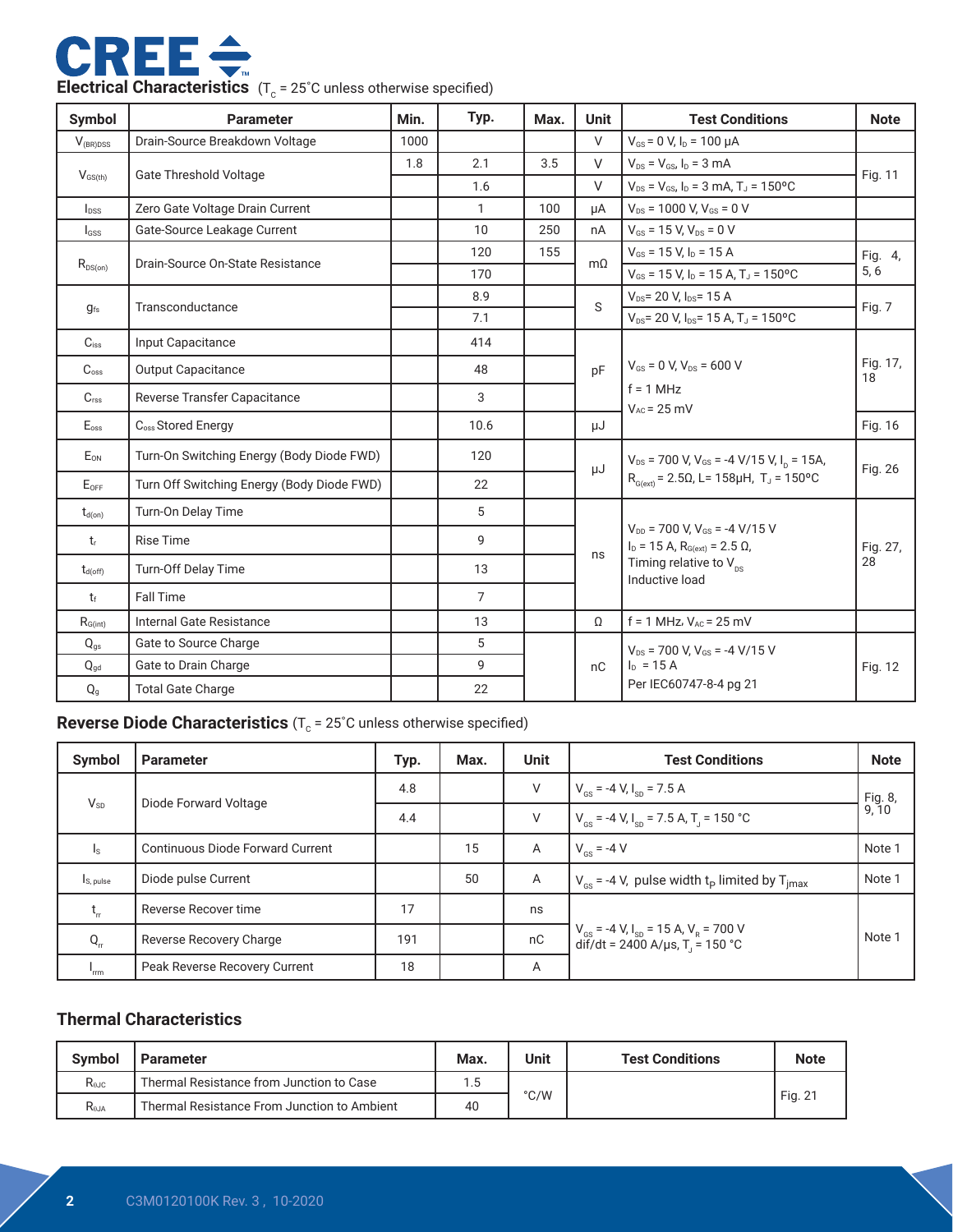## Electrical Characteristics ($T_C$ = 25˚C unless otherwise specified)

| Symbol | Parameter | Min. | Typ. | Max. | Unit | Test Conditions | Note |
|---|---|---|---|---|---|---|---|
| $V_{(BR)DSS}$ | Drain-Source Breakdown Voltage | 1000 | | | V | $V_{GS}$ = 0 V, $I_D$ = 100 μA | |
| $V_{GS(th)}$ | Gate Threshold Voltage | 1.8 | 2.1 | 3.5 | V | $V_{DS}$ = $V_{GS}$, $I_D$ = 3 mA | Fig. 11 |
| | | | 1.6 | | V | $V_{DS}$ = $V_{GS}$, $I_D$ = 3 mA, $T_J$ = 150ºC | |
| $I_{DSS}$ | Zero Gate Voltage Drain Current | | 1 | 100 | μA | $V_{DS}$ = 1000 V, $V_{GS}$ = 0 V | |
| $I_{GSS}$ | Gate-Source Leakage Current | | 10 | 250 | nA | $V_{GS}$ = 15 V, $V_{DS}$ = 0 V | |
| $R_{DS(on)}$ | Drain-Source On-State Resistance | | 120 | 155 | mΩ | $V_{GS}$ = 15 V, $I_D$ = 15 A | Fig. 4, 5, 6 |
| | | | 170 | | | $V_{GS}$ = 15 V, $I_D$ = 15 A, $T_J$ = 150ºC | |
| $g_{fs}$ | Transconductance | | 8.9 | | S | $V_{DS}$= 20 V, $I_{DS}$= 15 A | Fig. 7 |
| | | | 7.1 | | | $V_{DS}$= 20 V, $I_{DS}$= 15 A, $T_J$ = 150ºC | |
| $C_{iss}$ | Input Capacitance | | 414 | | pF | $V_{GS}$ = 0 V, $V_{DS}$ = 600 V<br>f = 1 MHz<br>$V_{AC}$ = 25 mV | Fig. 17, 18 |
| $C_{oss}$ | Output Capacitance | | 48 | | | | |
| $C_{rss}$ | Reverse Transfer Capacitance | | 3 | | | | |
| $E_{oss}$ | $C_{oss}$ Stored Energy | | 10.6 | | μJ | | Fig. 16 |
| $E_{ON}$ | Turn-On Switching Energy (Body Diode FWD) | | 120 | | μJ | $V_{DS}$ = 700 V, $V_{GS}$ = -4 V/15 V, $I_D$ = 15A, $R_{G(ext)}$ = 2.5Ω, L= 158μH, $T_J$ = 150ºC | Fig. 26 |
| $E_{OFF}$ | Turn Off Switching Energy (Body Diode FWD) | | 22 | | | | |
| $t_{d(on)}$ | Turn-On Delay Time | | 5 | | ns | $V_{DD}$ = 700 V, $V_{GS}$ = -4 V/15 V<br>$I_D$ = 15 A, $R_{G(ext)}$ = 2.5 Ω,<br>Timing relative to $V_{DS}$<br>Inductive load | Fig. 27, 28 |
| $t_r$ | Rise Time | | 9 | | | | |
| $t_{d(off)}$ | Turn-Off Delay Time | | 13 | | | | |
| $t_f$ | Fall Time | | 7 | | | | |
| $R_{G(int)}$ | Internal Gate Resistance | | 13 | | Ω | f = 1 MHz, $V_{AC}$ = 25 mV | |
| $Q_{gs}$ | Gate to Source Charge | | 5 | | nC | $V_{DS}$ = 700 V, $V_{GS}$ = -4 V/15 V<br>$I_D$ = 15 A<br>Per IEC60747-8-4 pg 21 | Fig. 12 |
| $Q_{gd}$ | Gate to Drain Charge | | 9 | | | | |
| $Q_g$ | Total Gate Charge | | 22 | | | | |

## Reverse Diode Characteristics ($T_C$ = 25˚C unless otherwise specified)

| Symbol | Parameter | Typ. | Max. | Unit | Test Conditions | Note |
|---|---|---|---|---|---|---|
| $V_{SD}$ | Diode Forward Voltage | 4.8 | | V | $V_{GS}$ = -4 V, $I_{SD}$ = 7.5 A | Fig. 8, 9, 10 |
| | | 4.4 | | V | $V_{GS}$ = -4 V, $I_{SD}$ = 7.5 A, $T_J$ = 150 °C | |
| $I_S$ | Continuous Diode Forward Current | | 15 | A | $V_{GS}$ = -4 V | Note 1 |
| $I_{S, pulse}$ | Diode pulse Current | | 50 | A | $V_{GS}$ = -4 V, pulse width $t_P$ limited by $T_{jmax}$ | Note 1 |
| $t_{rr}$ | Reverse Recover time | 17 | | ns | $V_{GS}$ = -4 V, $I_{SD}$ = 15 A, $V_R$ = 700 V<br>dif/dt = 2400 A/μs, $T_J$ = 150 °C | Note 1 |
| $Q_{rr}$ | Reverse Recovery Charge | 191 | | nC | | |
| $I_{rrm}$ | Peak Reverse Recovery Current | 18 | | A | | |

## Thermal Characteristics

| Symbol | Parameter | Max. | Unit | Test Conditions | Note |
|---|---|---|---|---|---|
| $R_{θJC}$ | Thermal Resistance from Junction to Case | 1.5 | °C/W | | Fig. 21 |
| $R_{θJA}$ | Thermal Resistance From Junction to Ambient | 40 | | | |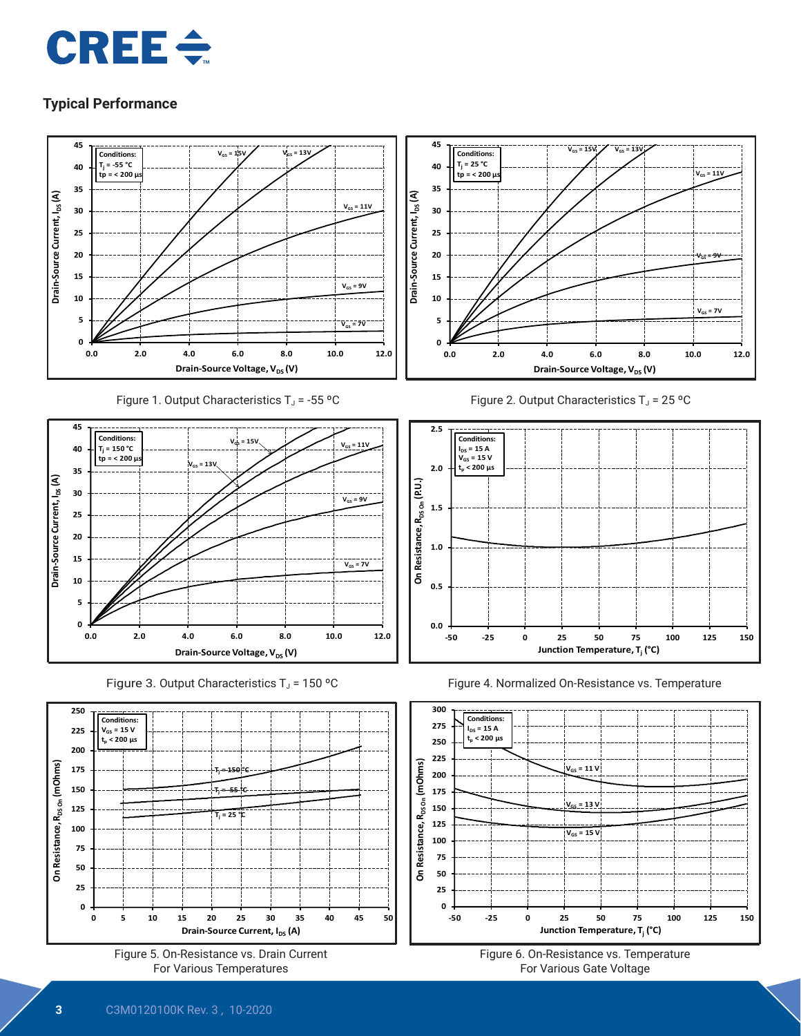## Typical Performance

Figure 1. Output Characteristics $T_J$ = -55 ºC

Figure 2. Output Characteristics $T_J$ = 25 ºC

Figure 3. Output Characteristics $T_J$ = 150 ºC

Figure 4. Normalized On-Resistance vs. Temperature

Figure 5. On-Resistance vs. Drain Current For Various Temperatures

Figure 6. On-Resistance vs. Temperature For Various Gate Voltage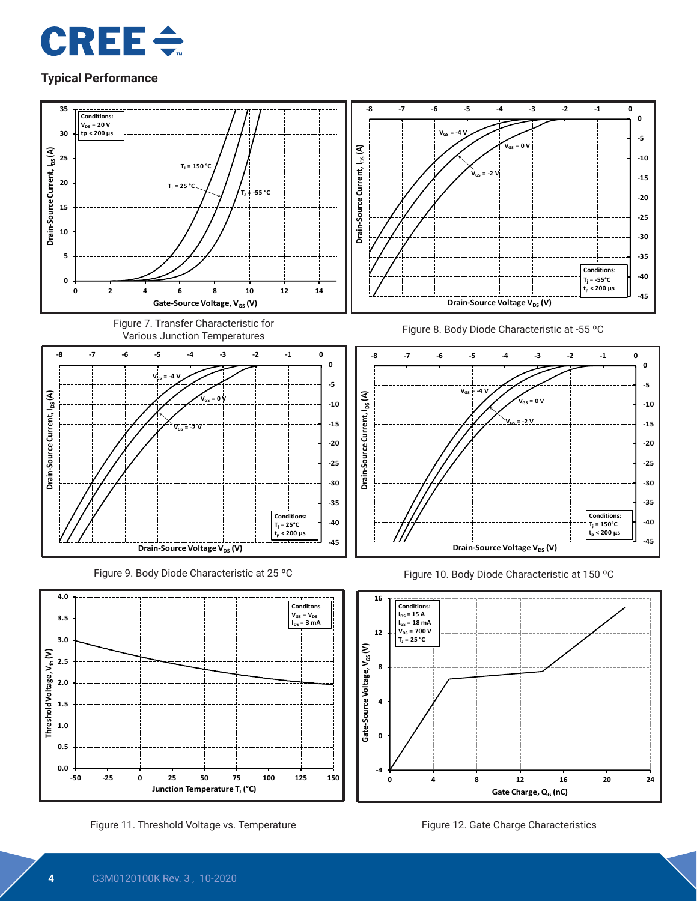## Typical Performance

Figure 7. Transfer Characteristic for Various Junction Temperatures

Figure 8. Body Diode Characteristic at -55 ºC

Figure 9. Body Diode Characteristic at 25 ºC

Figure 10. Body Diode Characteristic at 150 ºC

Figure 11. Threshold Voltage vs. Temperature

Figure 12. Gate Charge Characteristics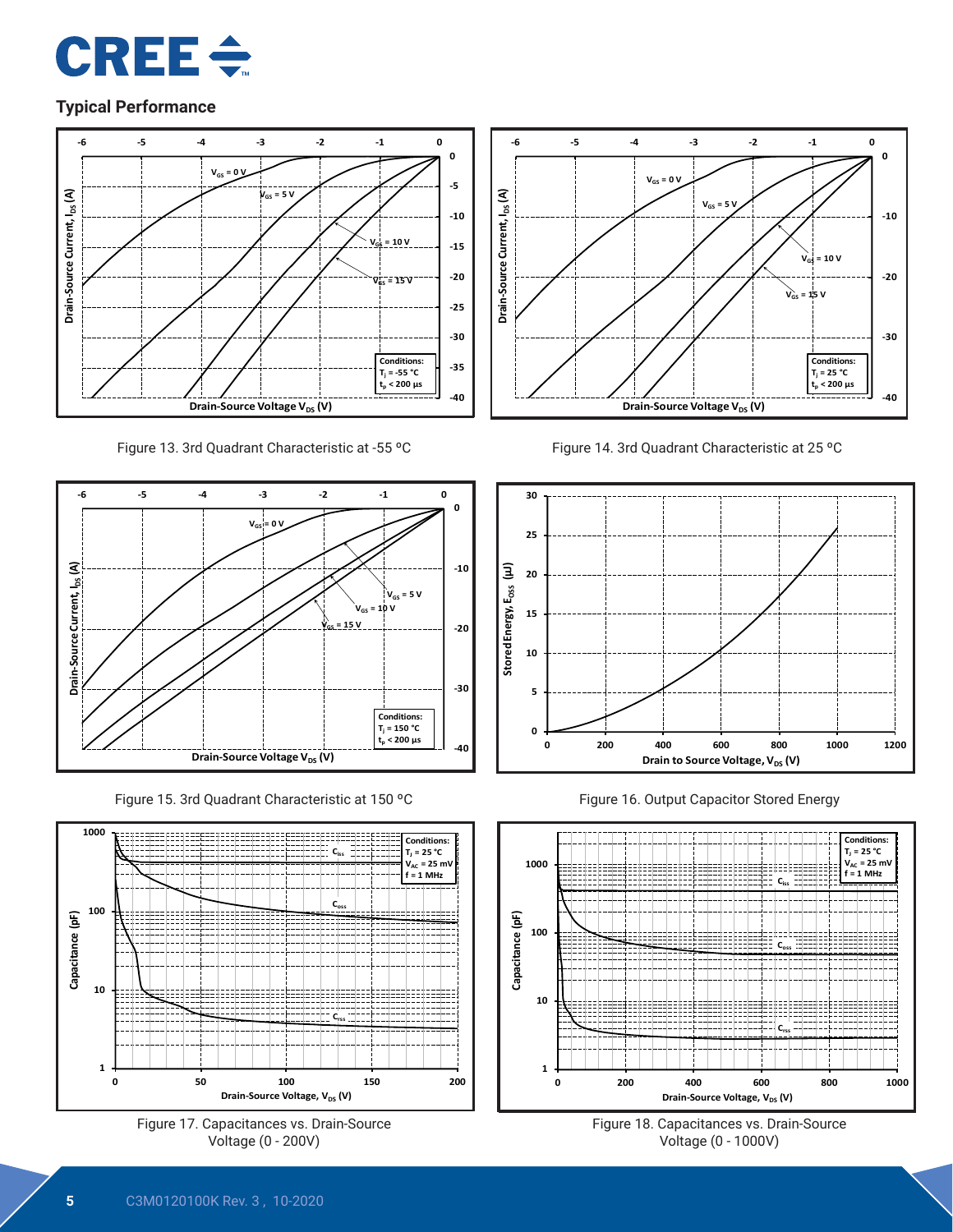## Typical Performance

Figure 13. 3rd Quadrant Characteristic at -55 °C

Figure 14. 3rd Quadrant Characteristic at 25 °C

Figure 15. 3rd Quadrant Characteristic at 150 °C

Figure 16. Output Capacitor Stored Energy

Figure 17. Capacitances vs. Drain-Source Voltage (0 - 200V)

Figure 18. Capacitances vs. Drain-Source Voltage (0 - 1000V)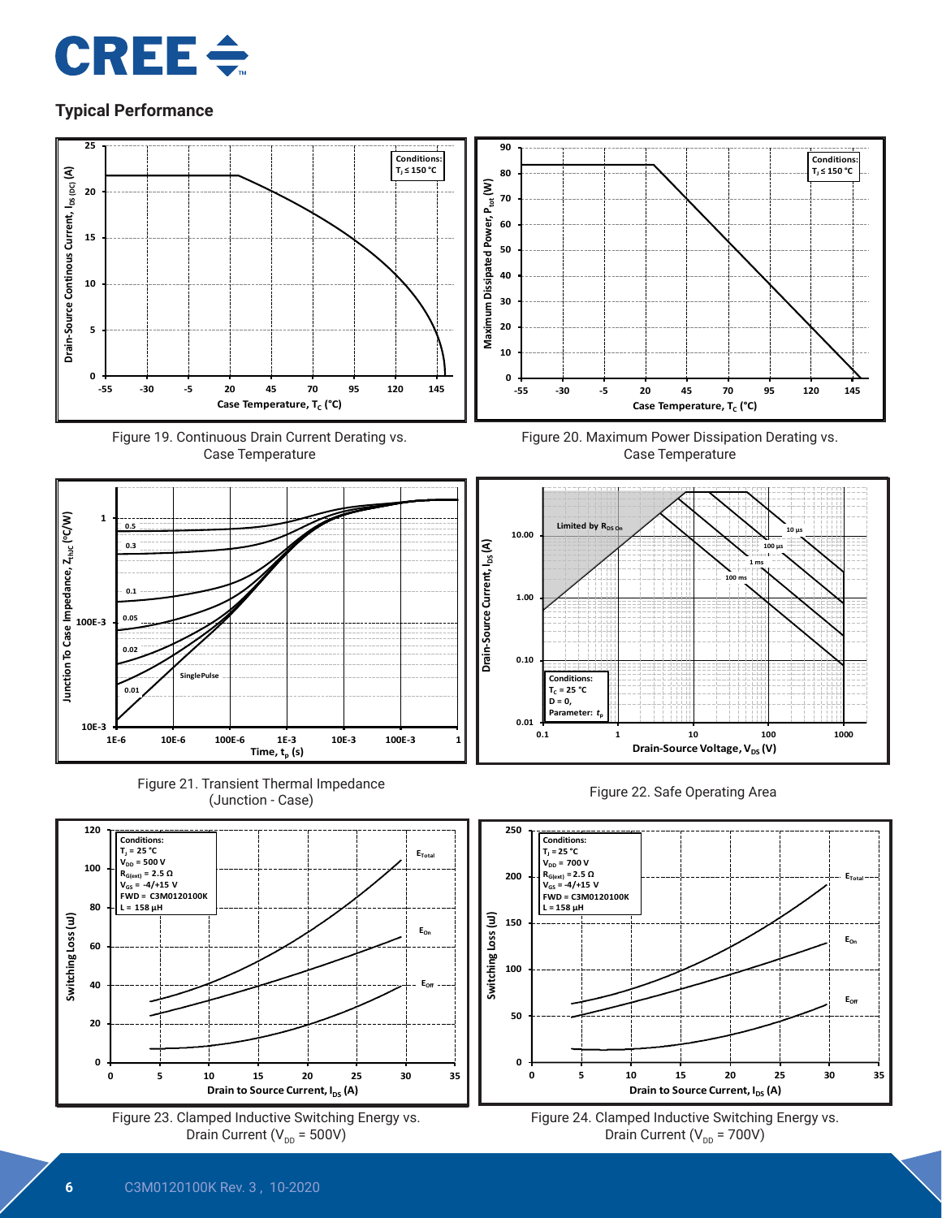## Typical Performance

Figure 19. Continuous Drain Current Derating vs. Case Temperature

Figure 20. Maximum Power Dissipation Derating vs. Case Temperature

Figure 21. Transient Thermal Impedance (Junction - Case)

Figure 22. Safe Operating Area

Figure 23. Clamped Inductive Switching Energy vs. Drain Current ($V_{DD}$ = 500V)

Figure 24. Clamped Inductive Switching Energy vs. Drain Current ($V_{DD}$ = 700V)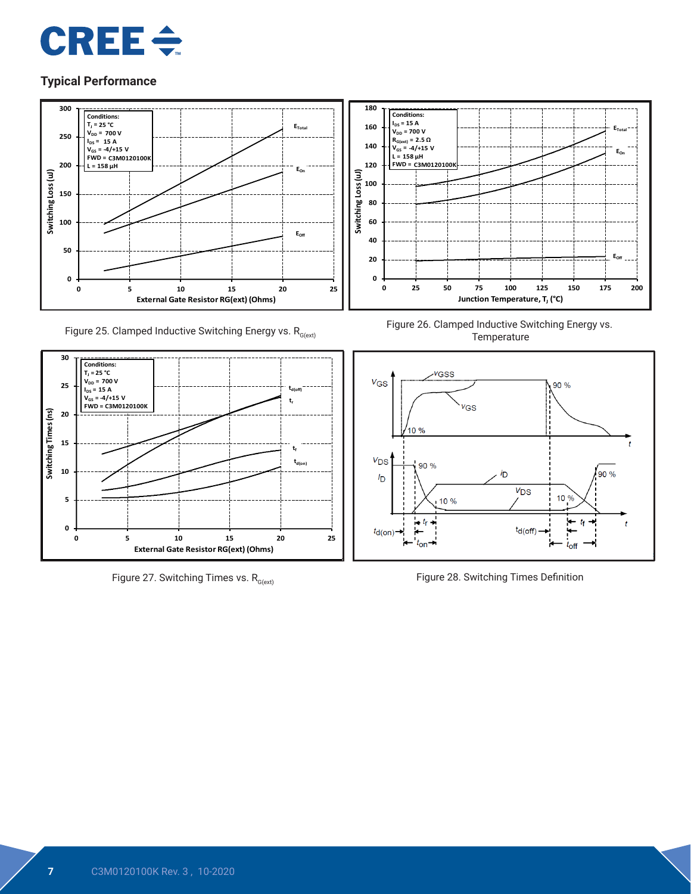## Typical Performance

Figure 25. Clamped Inductive Switching Energy vs. $R_{G(ext)}$

Figure 26. Clamped Inductive Switching Energy vs. Temperature

Figure 27. Switching Times vs. $R_{G(ext)}$

Figure 28. Switching Times Definition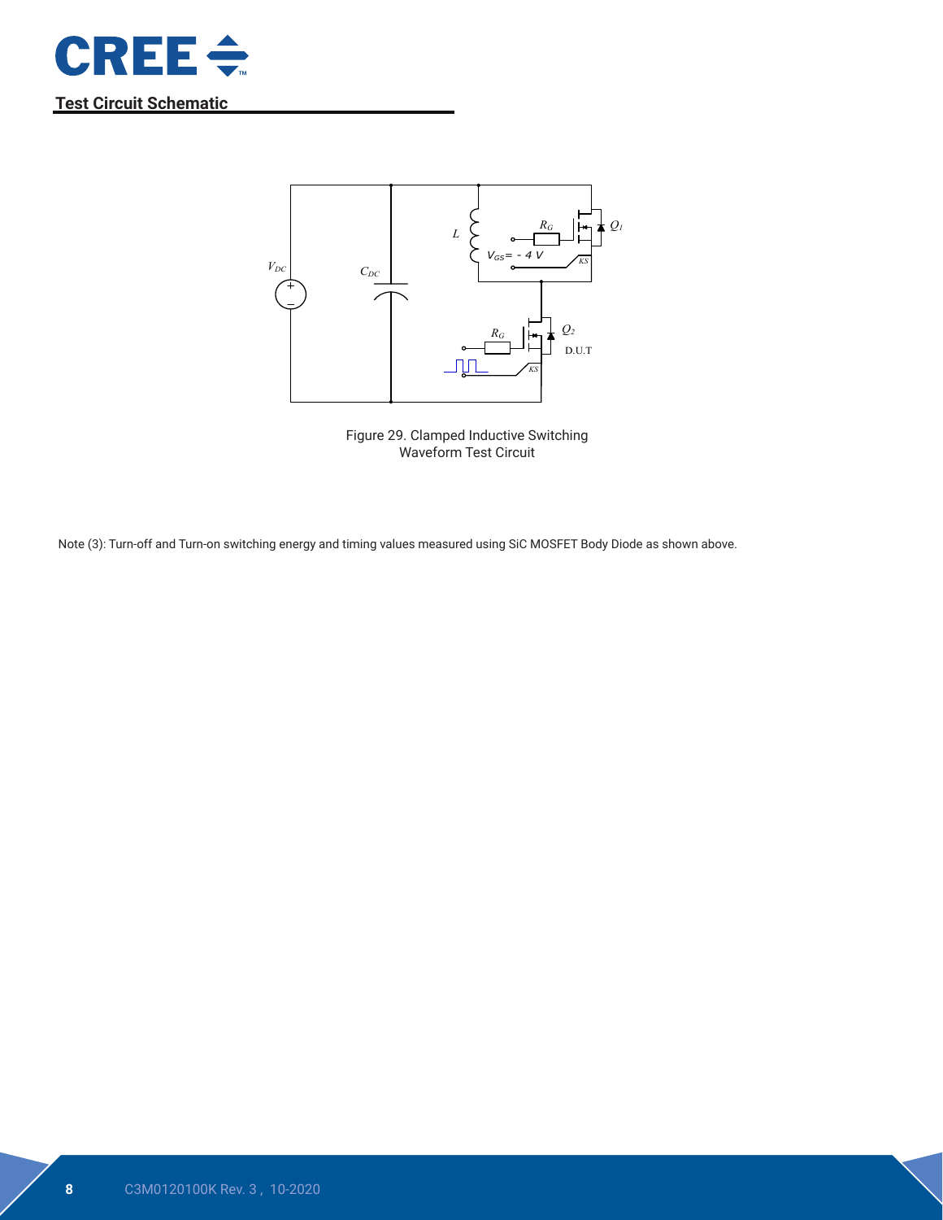## Test Circuit Schematic

Figure 29. Clamped Inductive Switching Waveform Test Circuit

Note (3): Turn-off and Turn-on switching energy and timing values measured using SiC MOSFET Body Diode as shown above.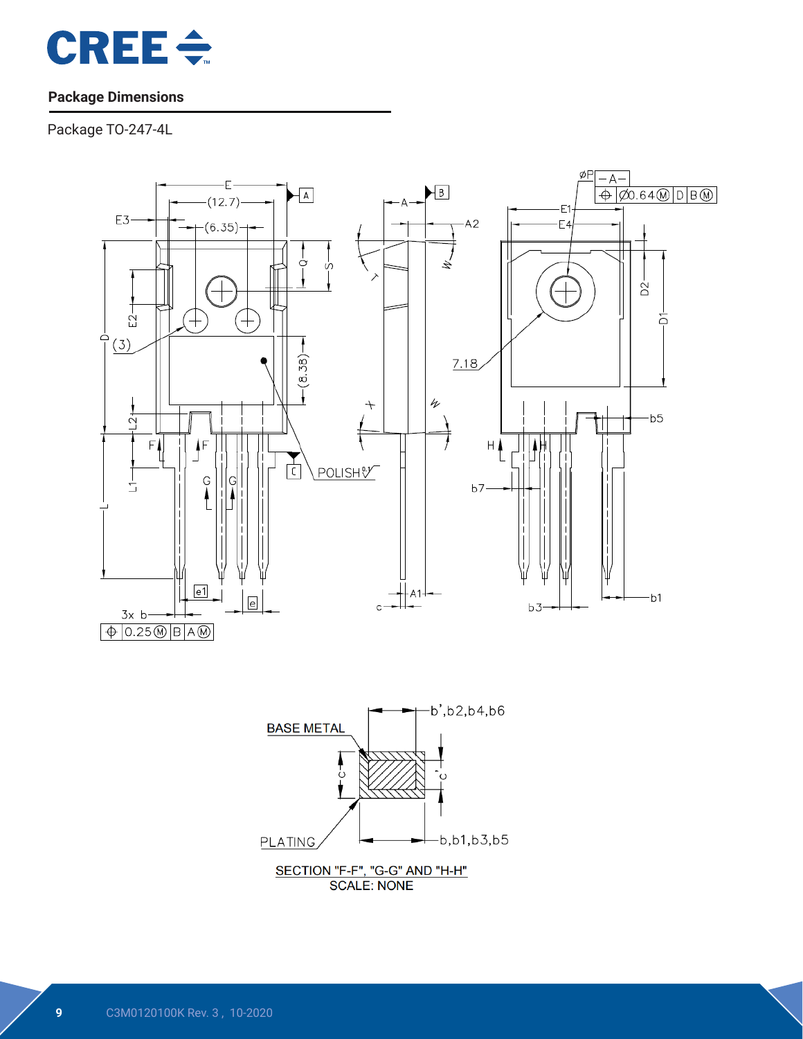## Package Dimensions

Package TO-247-4L

SECTION "F-F", "G-G" AND "H-H"
SCALE: NONE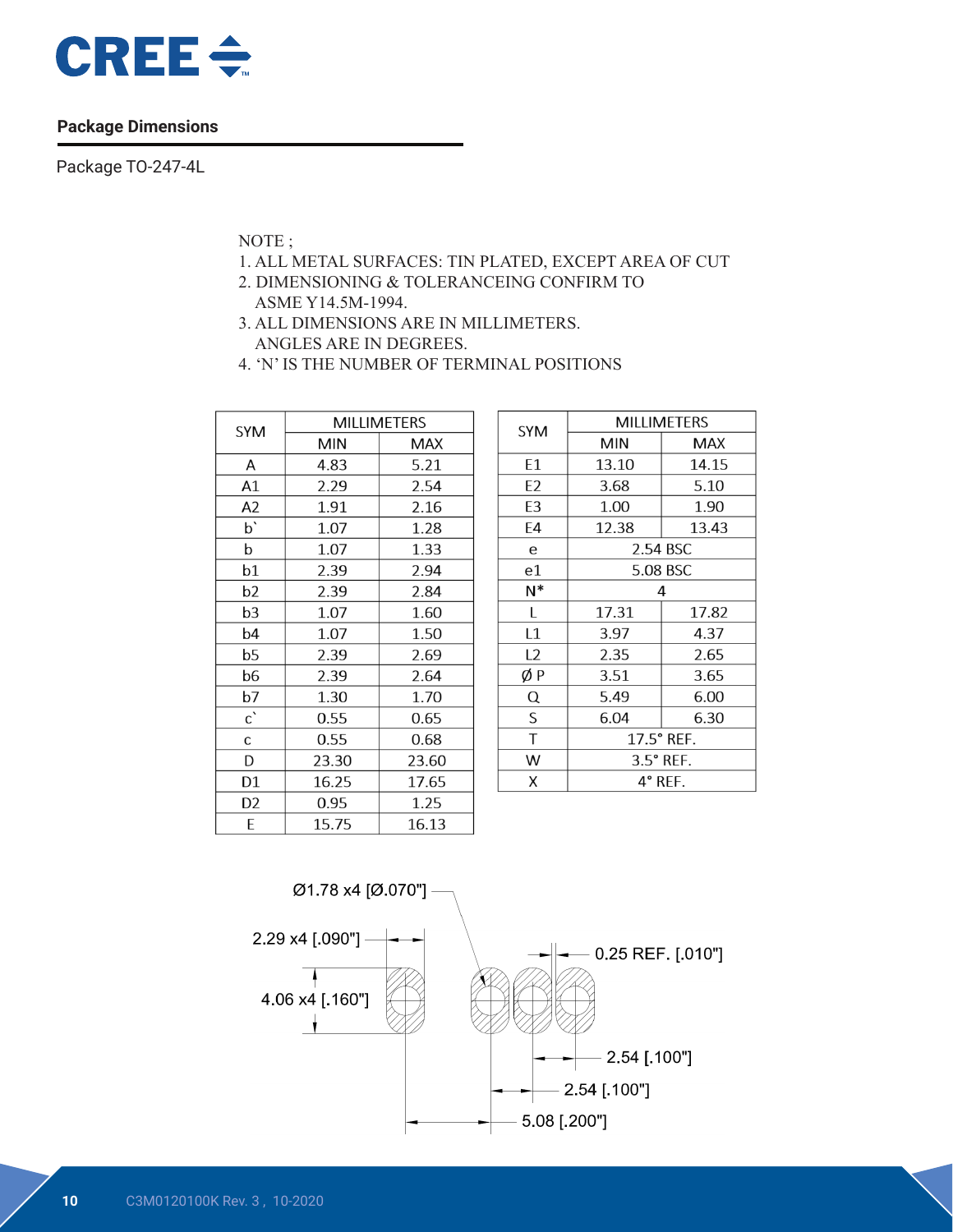## Package Dimensions

Package TO-247-4L

NOTE ;
1. ALL METAL SURFACES: TIN PLATED, EXCEPT AREA OF CUT
2. DIMENSIONING & TOLERANCEING CONFIRM TO
   ASME Y14.5M-1994.
3. ALL DIMENSIONS ARE IN MILLIMETERS.
   ANGLES ARE IN DEGREES.
4. 'N' IS THE NUMBER OF TERMINAL POSITIONS

| SYM | MILLIMETERS | |
|---|---|---|
| | MIN | MAX |
| A | 4.83 | 5.21 |
| A1 | 2.29 | 2.54 |
| A2 | 1.91 | 2.16 |
| b` | 1.07 | 1.28 |
| b | 1.07 | 1.33 |
| b1 | 2.39 | 2.94 |
| b2 | 2.39 | 2.84 |
| b3 | 1.07 | 1.60 |
| b4 | 1.07 | 1.50 |
| b5 | 2.39 | 2.69 |
| b6 | 2.39 | 2.64 |
| b7 | 1.30 | 1.70 |
| c` | 0.55 | 0.65 |
| c | 0.55 | 0.68 |
| D | 23.30 | 23.60 |
| D1 | 16.25 | 17.65 |
| D2 | 0.95 | 1.25 |
| E | 15.75 | 16.13 |

| SYM | MILLIMETERS | |
|---|---|---|
| | MIN | MAX |
| E1 | 13.10 | 14.15 |
| E2 | 3.68 | 5.10 |
| E3 | 1.00 | 1.90 |
| E4 | 12.38 | 13.43 |
| e | 2.54 BSC | |
| e1 | 5.08 BSC | |
| N* | 4 | |
| L | 17.31 | 17.82 |
| L1 | 3.97 | 4.37 |
| L2 | 2.35 | 2.65 |
| Ø P | 3.51 | 3.65 |
| Q | 5.49 | 6.00 |
| S | 6.04 | 6.30 |
| T | 17.5° REF. | |
| W | 3.5° REF. | |
| X | 4° REF. | |

Ø1.78 x4 [Ø.070"]

2.29 x4 [.090"]

4.06 x4 [.160"]

0.25 REF. [.010"]

2.54 [.100"]

2.54 [.100"]

5.08 [.200"]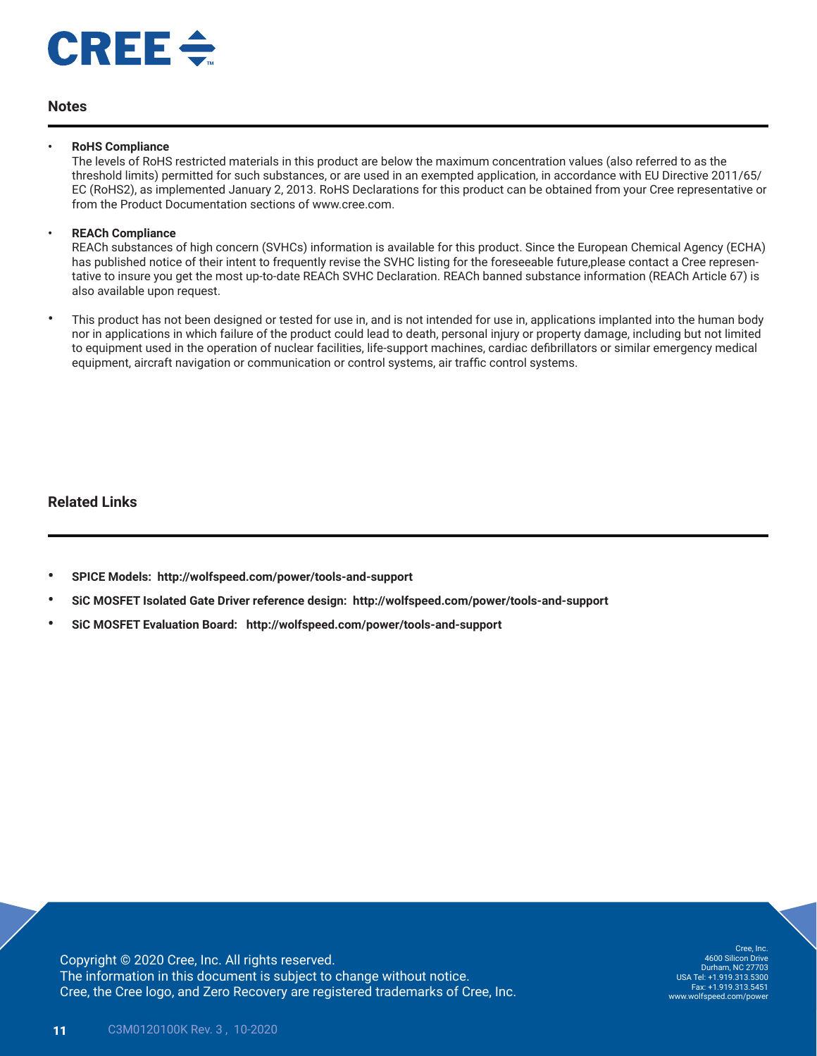## Notes

- **RoHS Compliance**
  The levels of RoHS restricted materials in this product are below the maximum concentration values (also referred to as the threshold limits) permitted for such substances, or are used in an exempted application, in accordance with EU Directive 2011/65/EC (RoHS2), as implemented January 2, 2013. RoHS Declarations for this product can be obtained from your Cree representative or from the Product Documentation sections of www.cree.com.

- **REACh Compliance**
  REACh substances of high concern (SVHCs) information is available for this product. Since the European Chemical Agency (ECHA) has published notice of their intent to frequently revise the SVHC listing for the foreseeable future,please contact a Cree representative to insure you get the most up-to-date REACh SVHC Declaration. REACh banned substance information (REACh Article 67) is also available upon request.

- This product has not been designed or tested for use in, and is not intended for use in, applications implanted into the human body nor in applications in which failure of the product could lead to death, personal injury or property damage, including but not limited to equipment used in the operation of nuclear facilities, life-support machines, cardiac defibrillators or similar emergency medical equipment, aircraft navigation or communication or control systems, air traffic control systems.

## Related Links

- **SPICE Models: http://wolfspeed.com/power/tools-and-support**
- **SiC MOSFET Isolated Gate Driver reference design: http://wolfspeed.com/power/tools-and-support**
- **SiC MOSFET Evaluation Board: http://wolfspeed.com/power/tools-and-support**

Copyright © 2020 Cree, Inc. All rights reserved.
The information in this document is subject to change without notice.
Cree, the Cree logo, and Zero Recovery are registered trademarks of Cree, Inc.

Cree, Inc.
4600 Silicon Drive
Durham, NC 27703
USA Tel: +1.919.313.5300
Fax: +1.919.313.5451
www.wolfspeed.com/power